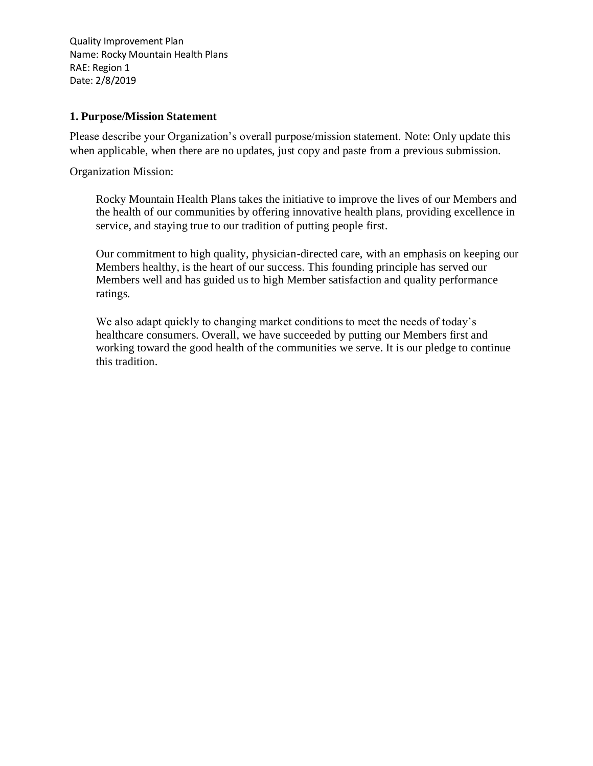Quality Improvement Plan
Name: Rocky Mountain Health Plans
RAE: Region 1
Date: 2/8/2019

## 1. Purpose/Mission Statement

Please describe your Organization's overall purpose/mission statement. Note: Only update this when applicable, when there are no updates, just copy and paste from a previous submission.

Organization Mission:

> Rocky Mountain Health Plans takes the initiative to improve the lives of our Members and the health of our communities by offering innovative health plans, providing excellence in service, and staying true to our tradition of putting people first.
>
> Our commitment to high quality, physician-directed care, with an emphasis on keeping our Members healthy, is the heart of our success. This founding principle has served our Members well and has guided us to high Member satisfaction and quality performance ratings.
>
> We also adapt quickly to changing market conditions to meet the needs of today's healthcare consumers. Overall, we have succeeded by putting our Members first and working toward the good health of the communities we serve. It is our pledge to continue this tradition.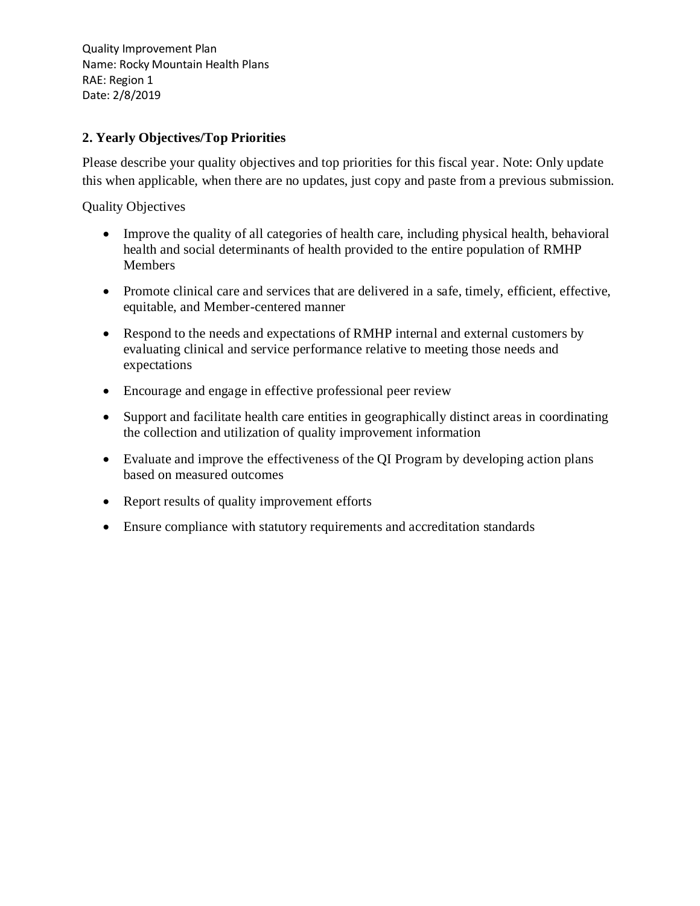## 2. Yearly Objectives/Top Priorities

Please describe your quality objectives and top priorities for this fiscal year. Note: Only update this when applicable, when there are no updates, just copy and paste from a previous submission.

Quality Objectives

- Improve the quality of all categories of health care, including physical health, behavioral health and social determinants of health provided to the entire population of RMHP Members
- Promote clinical care and services that are delivered in a safe, timely, efficient, effective, equitable, and Member-centered manner
- Respond to the needs and expectations of RMHP internal and external customers by evaluating clinical and service performance relative to meeting those needs and expectations
- Encourage and engage in effective professional peer review
- Support and facilitate health care entities in geographically distinct areas in coordinating the collection and utilization of quality improvement information
- Evaluate and improve the effectiveness of the QI Program by developing action plans based on measured outcomes
- Report results of quality improvement efforts
- Ensure compliance with statutory requirements and accreditation standards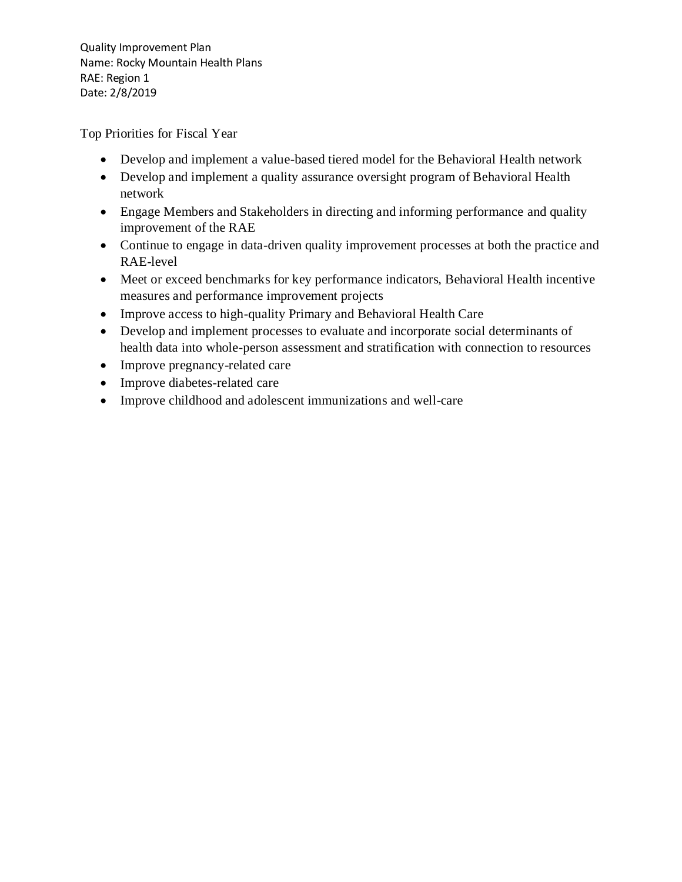Quality Improvement Plan
Name: Rocky Mountain Health Plans
RAE: Region 1
Date: 2/8/2019

## Top Priorities for Fiscal Year

- Develop and implement a value-based tiered model for the Behavioral Health network
- Develop and implement a quality assurance oversight program of Behavioral Health network
- Engage Members and Stakeholders in directing and informing performance and quality improvement of the RAE
- Continue to engage in data-driven quality improvement processes at both the practice and RAE-level
- Meet or exceed benchmarks for key performance indicators, Behavioral Health incentive measures and performance improvement projects
- Improve access to high-quality Primary and Behavioral Health Care
- Develop and implement processes to evaluate and incorporate social determinants of health data into whole-person assessment and stratification with connection to resources
- Improve pregnancy-related care
- Improve diabetes-related care
- Improve childhood and adolescent immunizations and well-care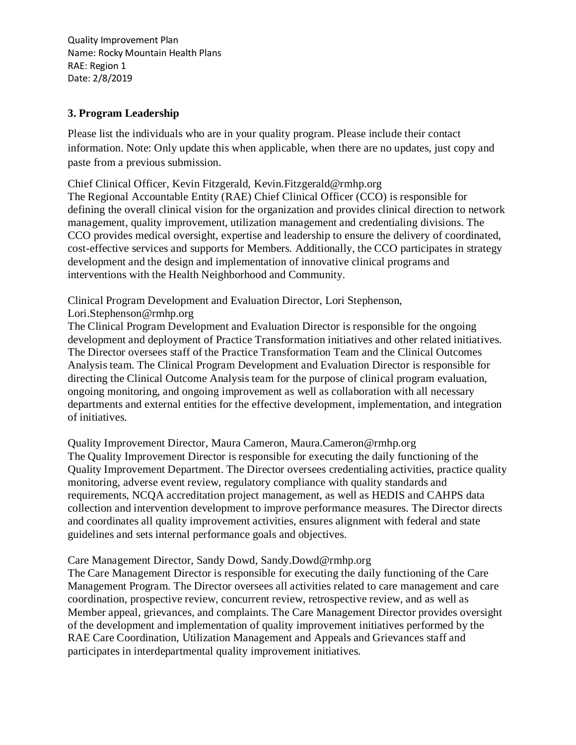## 3. Program Leadership

Please list the individuals who are in your quality program. Please include their contact information. Note: Only update this when applicable, when there are no updates, just copy and paste from a previous submission.

Chief Clinical Officer, Kevin Fitzgerald, Kevin.Fitzgerald@rmhp.org
The Regional Accountable Entity (RAE) Chief Clinical Officer (CCO) is responsible for defining the overall clinical vision for the organization and provides clinical direction to network management, quality improvement, utilization management and credentialing divisions. The CCO provides medical oversight, expertise and leadership to ensure the delivery of coordinated, cost-effective services and supports for Members. Additionally, the CCO participates in strategy development and the design and implementation of innovative clinical programs and interventions with the Health Neighborhood and Community.

Clinical Program Development and Evaluation Director, Lori Stephenson, Lori.Stephenson@rmhp.org
The Clinical Program Development and Evaluation Director is responsible for the ongoing development and deployment of Practice Transformation initiatives and other related initiatives. The Director oversees staff of the Practice Transformation Team and the Clinical Outcomes Analysis team. The Clinical Program Development and Evaluation Director is responsible for directing the Clinical Outcome Analysis team for the purpose of clinical program evaluation, ongoing monitoring, and ongoing improvement as well as collaboration with all necessary departments and external entities for the effective development, implementation, and integration of initiatives.

Quality Improvement Director, Maura Cameron, Maura.Cameron@rmhp.org
The Quality Improvement Director is responsible for executing the daily functioning of the Quality Improvement Department. The Director oversees credentialing activities, practice quality monitoring, adverse event review, regulatory compliance with quality standards and requirements, NCQA accreditation project management, as well as HEDIS and CAHPS data collection and intervention development to improve performance measures. The Director directs and coordinates all quality improvement activities, ensures alignment with federal and state guidelines and sets internal performance goals and objectives.

Care Management Director, Sandy Dowd, Sandy.Dowd@rmhp.org
The Care Management Director is responsible for executing the daily functioning of the Care Management Program. The Director oversees all activities related to care management and care coordination, prospective review, concurrent review, retrospective review, and as well as Member appeal, grievances, and complaints. The Care Management Director provides oversight of the development and implementation of quality improvement initiatives performed by the RAE Care Coordination, Utilization Management and Appeals and Grievances staff and participates in interdepartmental quality improvement initiatives.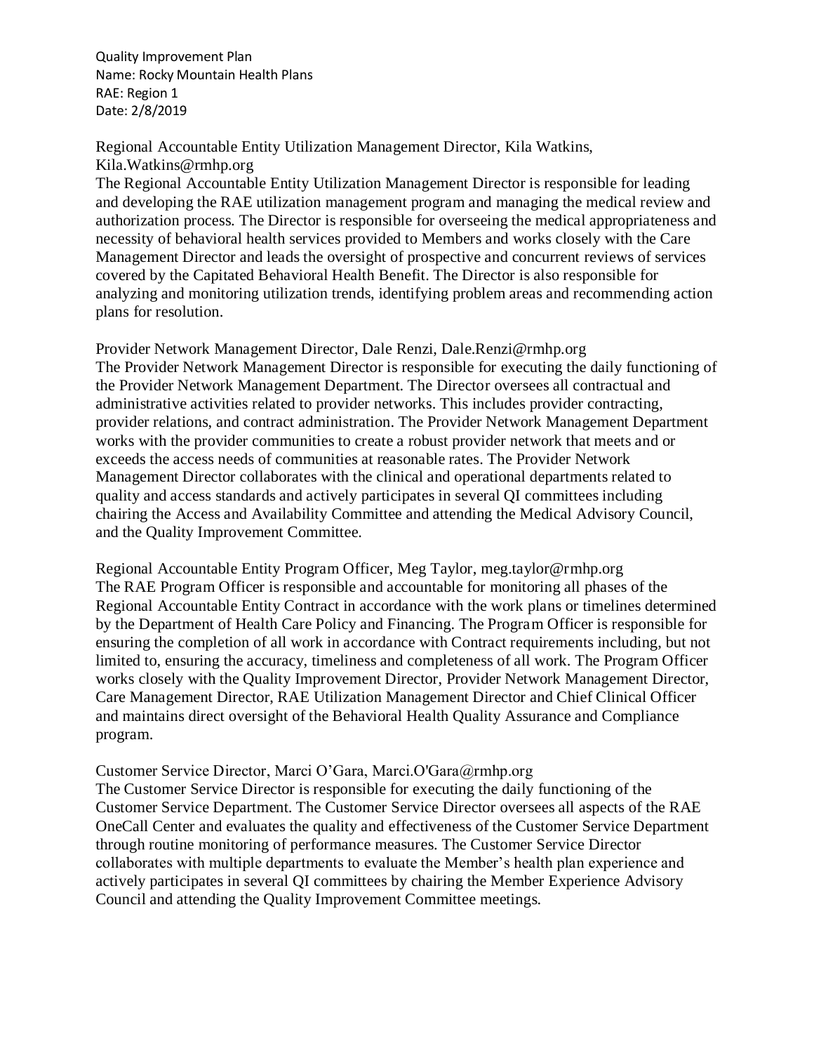Quality Improvement Plan
Name: Rocky Mountain Health Plans
RAE: Region 1
Date: 2/8/2019

Regional Accountable Entity Utilization Management Director, Kila Watkins, Kila.Watkins@rmhp.org

The Regional Accountable Entity Utilization Management Director is responsible for leading and developing the RAE utilization management program and managing the medical review and authorization process. The Director is responsible for overseeing the medical appropriateness and necessity of behavioral health services provided to Members and works closely with the Care Management Director and leads the oversight of prospective and concurrent reviews of services covered by the Capitated Behavioral Health Benefit. The Director is also responsible for analyzing and monitoring utilization trends, identifying problem areas and recommending action plans for resolution.

Provider Network Management Director, Dale Renzi, Dale.Renzi@rmhp.org

The Provider Network Management Director is responsible for executing the daily functioning of the Provider Network Management Department. The Director oversees all contractual and administrative activities related to provider networks. This includes provider contracting, provider relations, and contract administration. The Provider Network Management Department works with the provider communities to create a robust provider network that meets and or exceeds the access needs of communities at reasonable rates. The Provider Network Management Director collaborates with the clinical and operational departments related to quality and access standards and actively participates in several QI committees including chairing the Access and Availability Committee and attending the Medical Advisory Council, and the Quality Improvement Committee.

Regional Accountable Entity Program Officer, Meg Taylor, meg.taylor@rmhp.org

The RAE Program Officer is responsible and accountable for monitoring all phases of the Regional Accountable Entity Contract in accordance with the work plans or timelines determined by the Department of Health Care Policy and Financing. The Program Officer is responsible for ensuring the completion of all work in accordance with Contract requirements including, but not limited to, ensuring the accuracy, timeliness and completeness of all work. The Program Officer works closely with the Quality Improvement Director, Provider Network Management Director, Care Management Director, RAE Utilization Management Director and Chief Clinical Officer and maintains direct oversight of the Behavioral Health Quality Assurance and Compliance program.

Customer Service Director, Marci O'Gara, Marci.O'Gara@rmhp.org

The Customer Service Director is responsible for executing the daily functioning of the Customer Service Department. The Customer Service Director oversees all aspects of the RAE OneCall Center and evaluates the quality and effectiveness of the Customer Service Department through routine monitoring of performance measures. The Customer Service Director collaborates with multiple departments to evaluate the Member's health plan experience and actively participates in several QI committees by chairing the Member Experience Advisory Council and attending the Quality Improvement Committee meetings.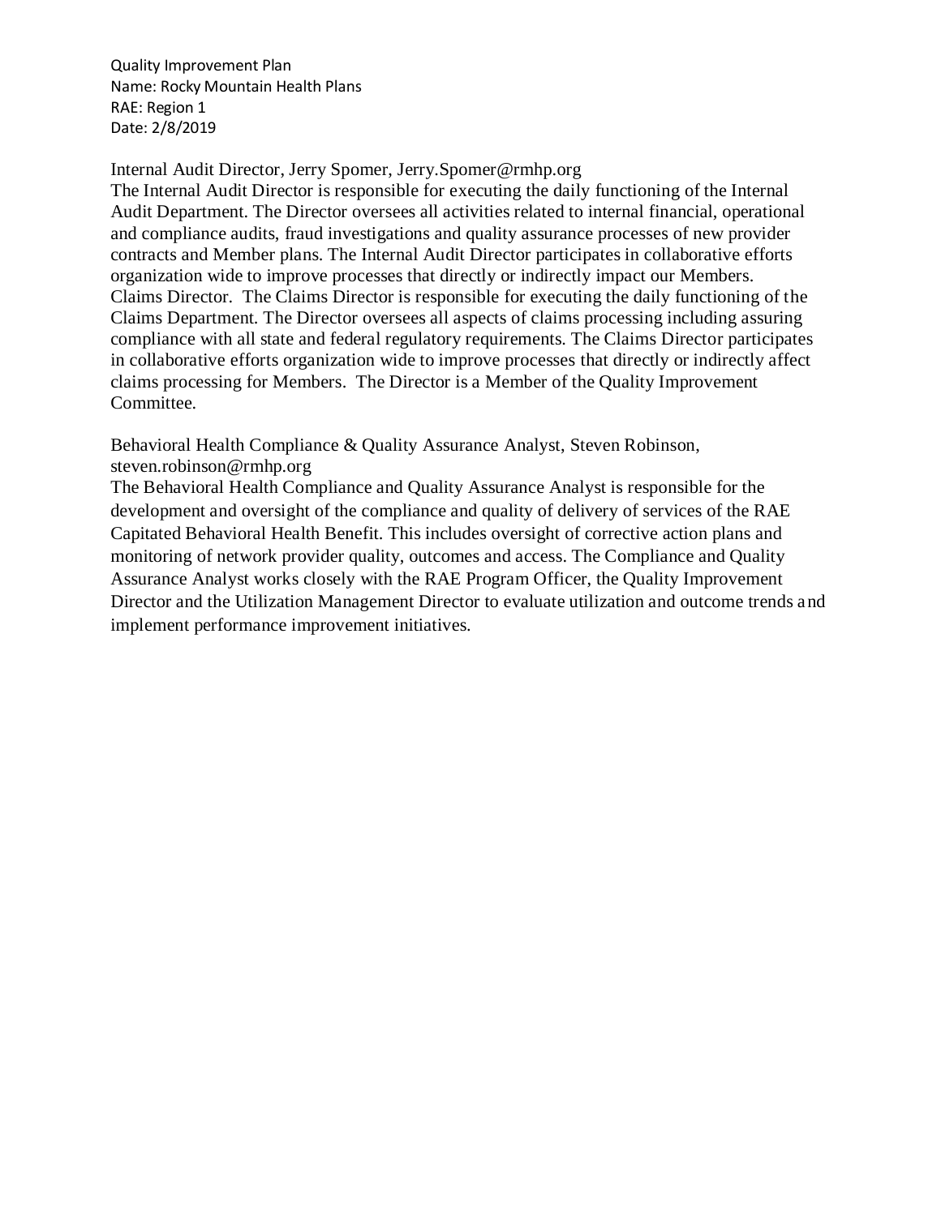Quality Improvement Plan
Name: Rocky Mountain Health Plans
RAE: Region 1
Date: 2/8/2019

Internal Audit Director, Jerry Spomer, Jerry.Spomer@rmhp.org
The Internal Audit Director is responsible for executing the daily functioning of the Internal Audit Department. The Director oversees all activities related to internal financial, operational and compliance audits, fraud investigations and quality assurance processes of new provider contracts and Member plans. The Internal Audit Director participates in collaborative efforts organization wide to improve processes that directly or indirectly impact our Members.
Claims Director. The Claims Director is responsible for executing the daily functioning of the Claims Department. The Director oversees all aspects of claims processing including assuring compliance with all state and federal regulatory requirements. The Claims Director participates in collaborative efforts organization wide to improve processes that directly or indirectly affect claims processing for Members. The Director is a Member of the Quality Improvement Committee.

Behavioral Health Compliance & Quality Assurance Analyst, Steven Robinson, steven.robinson@rmhp.org
The Behavioral Health Compliance and Quality Assurance Analyst is responsible for the development and oversight of the compliance and quality of delivery of services of the RAE Capitated Behavioral Health Benefit. This includes oversight of corrective action plans and monitoring of network provider quality, outcomes and access. The Compliance and Quality Assurance Analyst works closely with the RAE Program Officer, the Quality Improvement Director and the Utilization Management Director to evaluate utilization and outcome trends and implement performance improvement initiatives.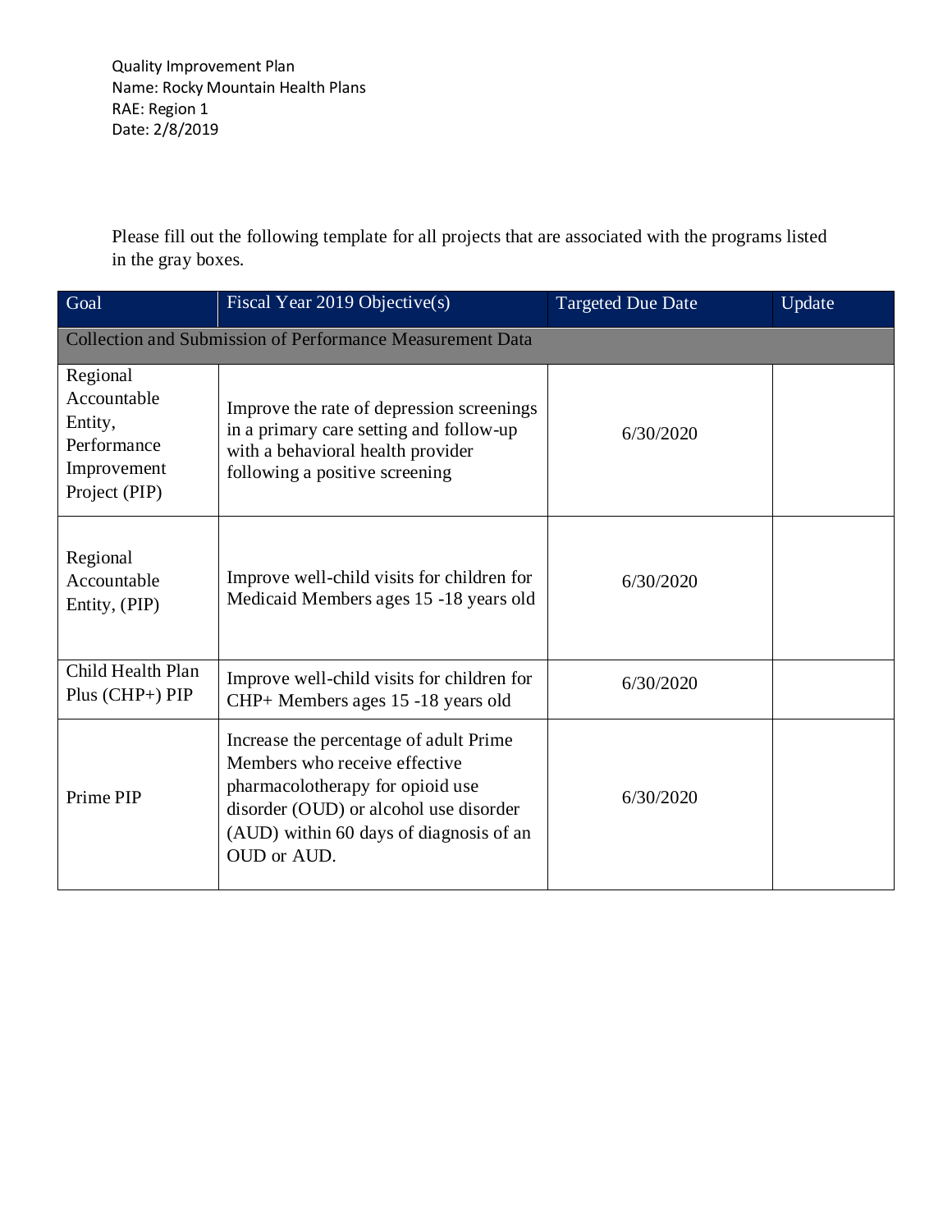Quality Improvement Plan
Name: Rocky Mountain Health Plans
RAE: Region 1
Date: 2/8/2019

Please fill out the following template for all projects that are associated with the programs listed in the gray boxes.

| Goal | Fiscal Year 2019 Objective(s) | Targeted Due Date | Update |
|---|---|---|---|
| Collection and Submission of Performance Measurement Data | | | |
| Regional Accountable Entity, Performance Improvement Project (PIP) | Improve the rate of depression screenings in a primary care setting and follow-up with a behavioral health provider following a positive screening | 6/30/2020 | |
| Regional Accountable Entity, (PIP) | Improve well-child visits for children for Medicaid Members ages 15 -18 years old | 6/30/2020 | |
| Child Health Plan Plus (CHP+) PIP | Improve well-child visits for children for CHP+ Members ages 15 -18 years old | 6/30/2020 | |
| Prime PIP | Increase the percentage of adult Prime Members who receive effective pharmacolotherapy for opioid use disorder (OUD) or alcohol use disorder (AUD) within 60 days of diagnosis of an OUD or AUD. | 6/30/2020 | |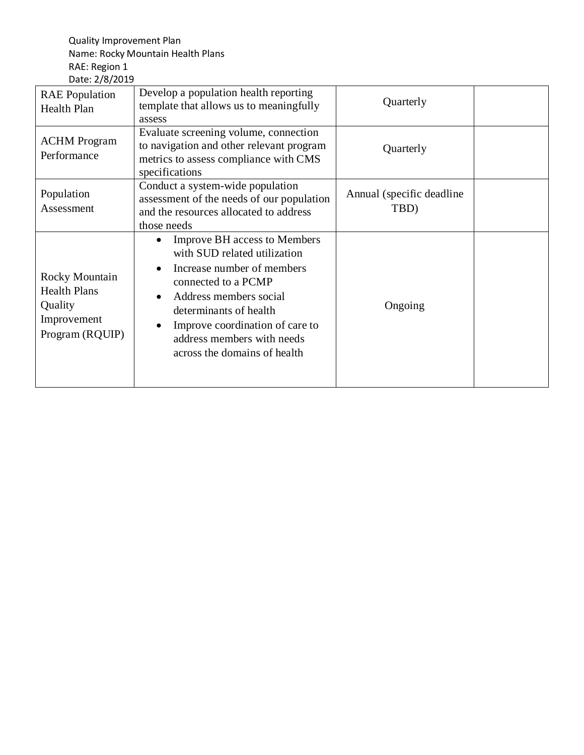| RAE Population Health Plan | Develop a population health reporting template that allows us to meaningfully assess | Quarterly | |
|---|---|---|---|
| ACHM Program Performance | Evaluate screening volume, connection to navigation and other relevant program metrics to assess compliance with CMS specifications | Quarterly | |
| Population Assessment | Conduct a system-wide population assessment of the needs of our population and the resources allocated to address those needs | Annual (specific deadline TBD) | |
| Rocky Mountain Health Plans Quality Improvement Program (RQUIP) | • Improve BH access to Members with SUD related utilization<br>• Increase number of members connected to a PCMP<br>• Address members social determinants of health<br>• Improve coordination of care to address members with needs across the domains of health | Ongoing | |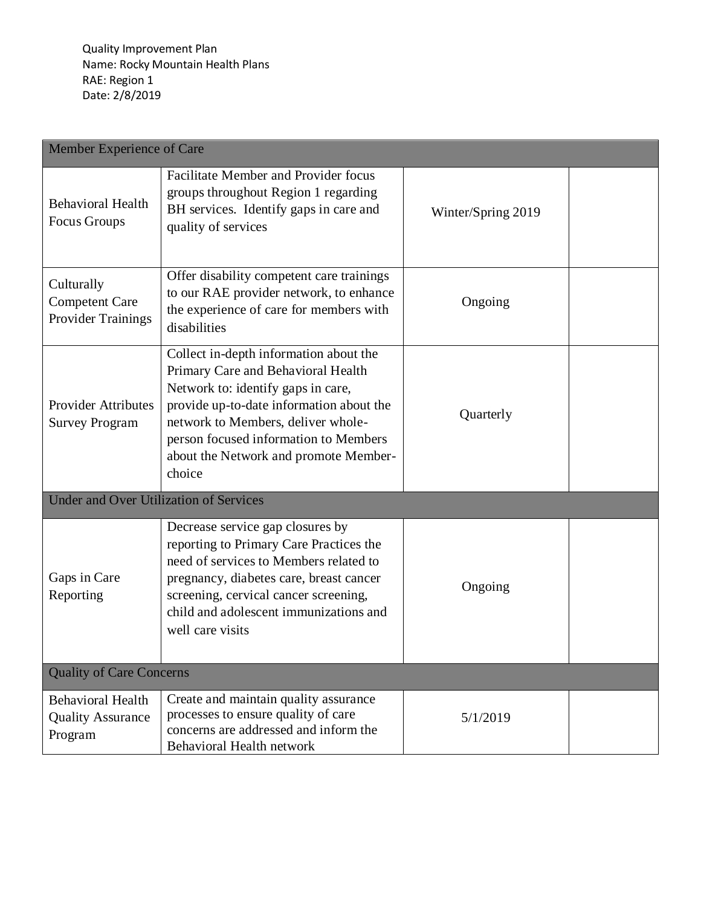Quality Improvement Plan
Name: Rocky Mountain Health Plans
RAE: Region 1
Date: 2/8/2019

| Member Experience of Care | | | |
|---|---|---|---|
| Behavioral Health Focus Groups | Facilitate Member and Provider focus groups throughout Region 1 regarding BH services. Identify gaps in care and quality of services | Winter/Spring 2019 | |
| Culturally Competent Care Provider Trainings | Offer disability competent care trainings to our RAE provider network, to enhance the experience of care for members with disabilities | Ongoing | |
| Provider Attributes Survey Program | Collect in-depth information about the Primary Care and Behavioral Health Network to: identify gaps in care, provide up-to-date information about the network to Members, deliver whole-person focused information to Members about the Network and promote Member-choice | Quarterly | |
| **Under and Over Utilization of Services** | | | |
| Gaps in Care Reporting | Decrease service gap closures by reporting to Primary Care Practices the need of services to Members related to pregnancy, diabetes care, breast cancer screening, cervical cancer screening, child and adolescent immunizations and well care visits | Ongoing | |
| **Quality of Care Concerns** | | | |
| Behavioral Health Quality Assurance Program | Create and maintain quality assurance processes to ensure quality of care concerns are addressed and inform the Behavioral Health network | 5/1/2019 | |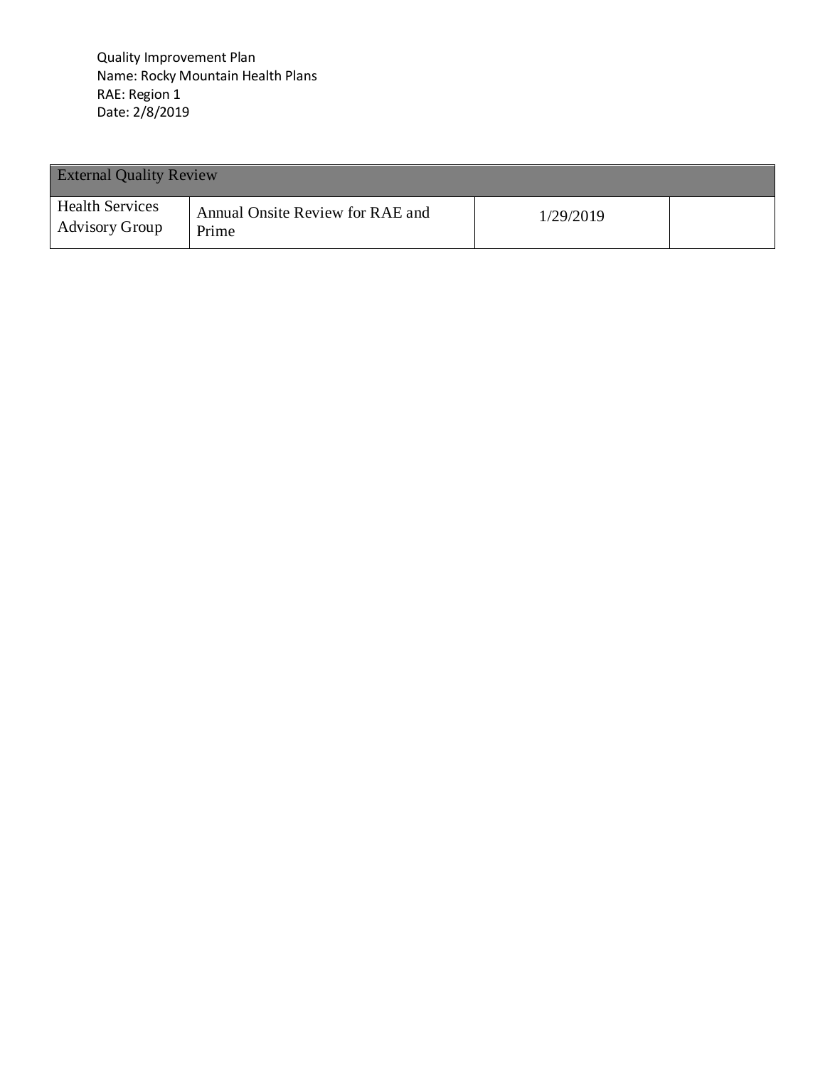Quality Improvement Plan
Name: Rocky Mountain Health Plans
RAE: Region 1
Date: 2/8/2019

| External Quality Review | | | |
|---|---|---|---|
| Health Services Advisory Group | Annual Onsite Review for RAE and Prime | 1/29/2019 | |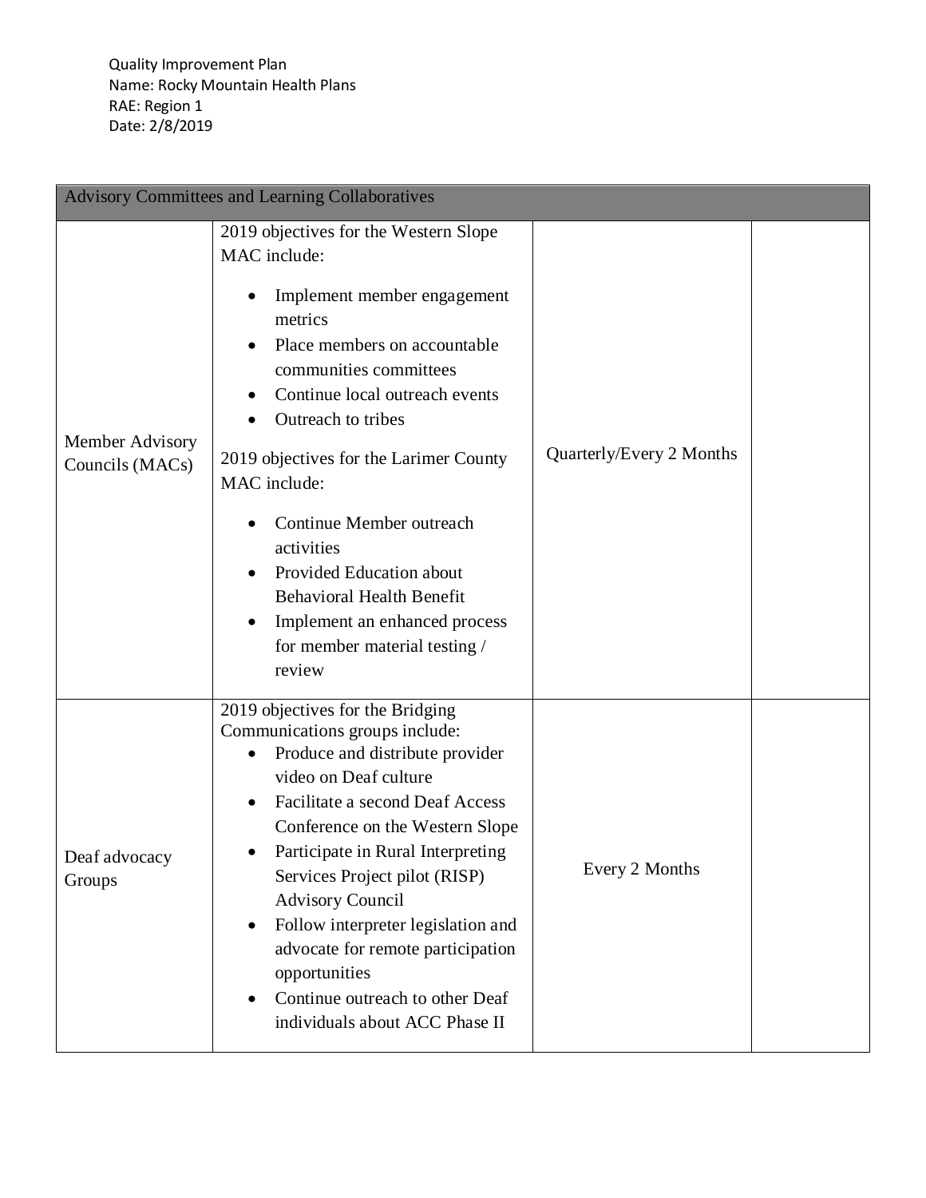Quality Improvement Plan
Name: Rocky Mountain Health Plans
RAE: Region 1
Date: 2/8/2019

| Advisory Committees and Learning Collaboratives | | | |
|---|---|---|---|
| Member Advisory Councils (MACs) | 2019 objectives for the Western Slope MAC include:<br>• Implement member engagement metrics<br>• Place members on accountable communities committees<br>• Continue local outreach events<br>• Outreach to tribes<br>2019 objectives for the Larimer County MAC include:<br>• Continue Member outreach activities<br>• Provided Education about Behavioral Health Benefit<br>• Implement an enhanced process for member material testing / review | Quarterly/Every 2 Months | |
| Deaf advocacy Groups | 2019 objectives for the Bridging Communications groups include:<br>• Produce and distribute provider video on Deaf culture<br>• Facilitate a second Deaf Access Conference on the Western Slope<br>• Participate in Rural Interpreting Services Project pilot (RISP) Advisory Council<br>• Follow interpreter legislation and advocate for remote participation opportunities<br>• Continue outreach to other Deaf individuals about ACC Phase II | Every 2 Months | |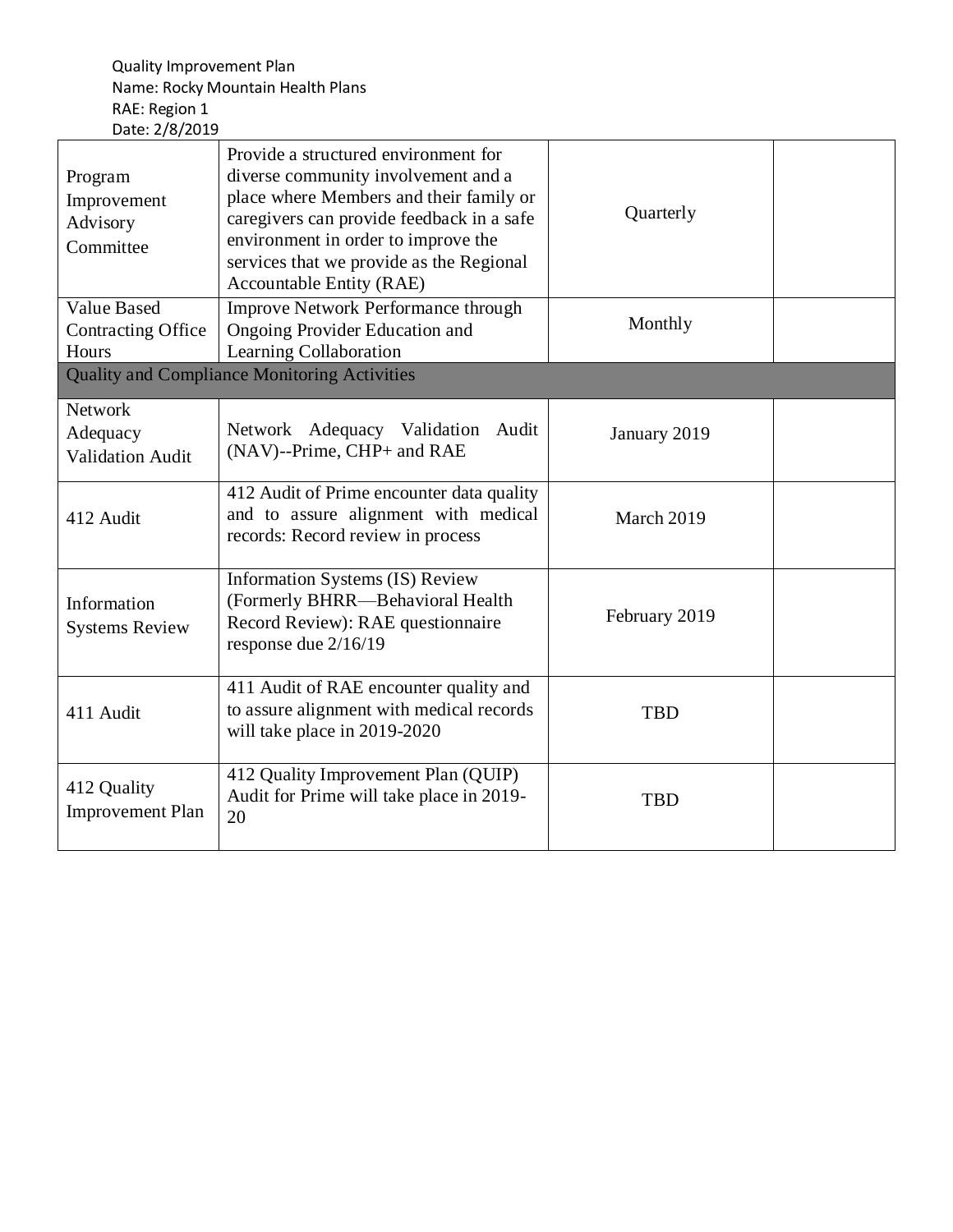Quality Improvement Plan
Name: Rocky Mountain Health Plans
RAE: Region 1
Date: 2/8/2019

| | | | |
|---|---|---|---|
| Program Improvement Advisory Committee | Provide a structured environment for diverse community involvement and a place where Members and their family or caregivers can provide feedback in a safe environment in order to improve the services that we provide as the Regional Accountable Entity (RAE) | Quarterly | |
| Value Based Contracting Office Hours | Improve Network Performance through Ongoing Provider Education and Learning Collaboration | Monthly | |
| Quality and Compliance Monitoring Activities | | | |
| Network Adequacy Validation Audit | Network Adequacy Validation Audit (NAV)--Prime, CHP+ and RAE | January 2019 | |
| 412 Audit | 412 Audit of Prime encounter data quality and to assure alignment with medical records: Record review in process | March 2019 | |
| Information Systems Review | Information Systems (IS) Review (Formerly BHRR—Behavioral Health Record Review): RAE questionnaire response due 2/16/19 | February 2019 | |
| 411 Audit | 411 Audit of RAE encounter quality and to assure alignment with medical records will take place in 2019-2020 | TBD | |
| 412 Quality Improvement Plan | 412 Quality Improvement Plan (QUIP) Audit for Prime will take place in 2019-20 | TBD | |